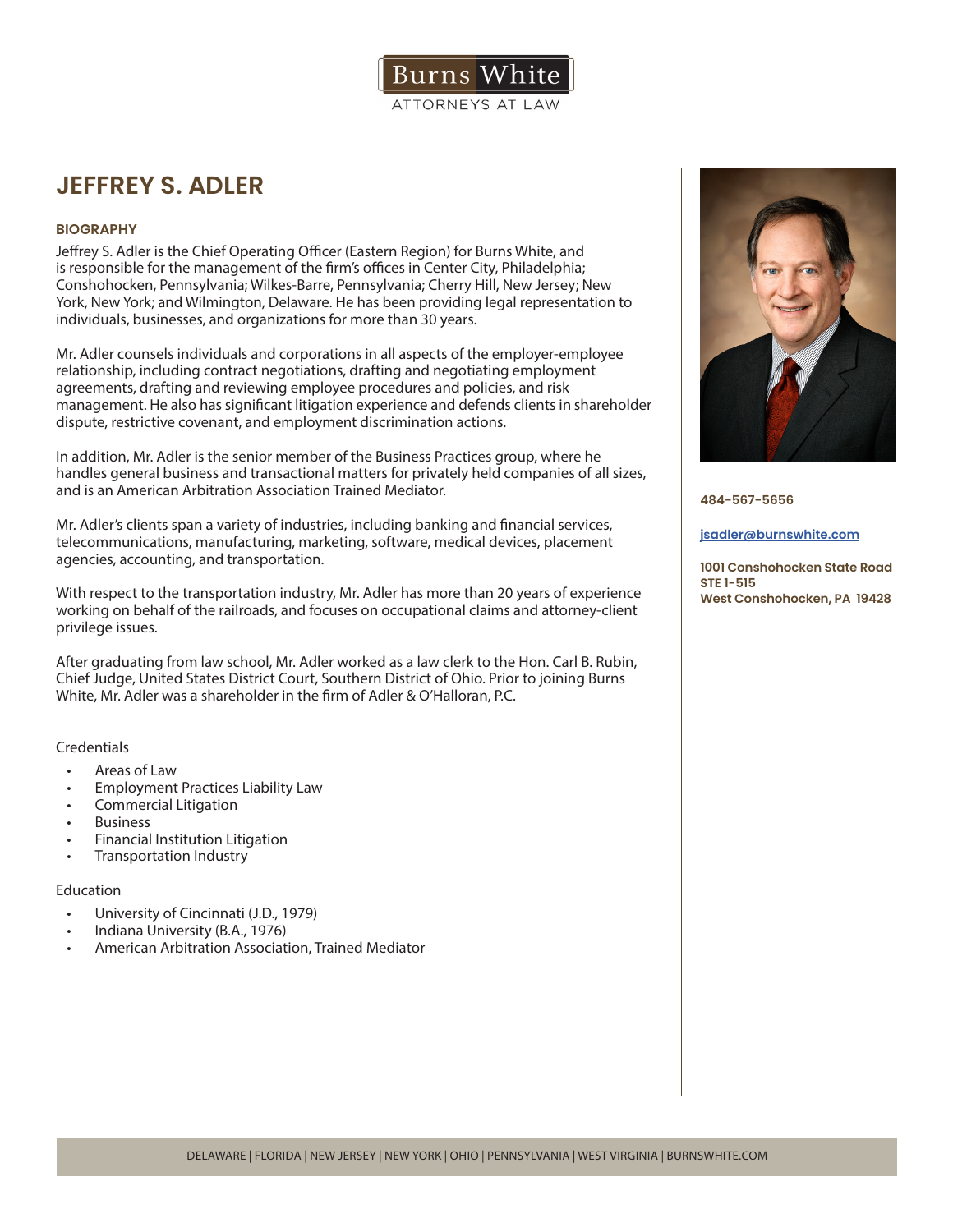Burns White
ATTORNEYS AT LAW

# JEFFREY S. ADLER

484-567-5656

jsadler@burnswhite.com

**1001 Conshohocken State Road**
**STE 1-515**
**West Conshohocken, PA 19428**

## BIOGRAPHY

Jeffrey S. Adler is the Chief Operating Officer (Eastern Region) for Burns White, and is responsible for the management of the firm's offices in Center City, Philadelphia; Conshohocken, Pennsylvania; Wilkes-Barre, Pennsylvania; Cherry Hill, New Jersey; New York, New York; and Wilmington, Delaware. He has been providing legal representation to individuals, businesses, and organizations for more than 30 years.

Mr. Adler counsels individuals and corporations in all aspects of the employer-employee relationship, including contract negotiations, drafting and negotiating employment agreements, drafting and reviewing employee procedures and policies, and risk management. He also has significant litigation experience and defends clients in shareholder dispute, restrictive covenant, and employment discrimination actions.

In addition, Mr. Adler is the senior member of the Business Practices group, where he handles general business and transactional matters for privately held companies of all sizes, and is an American Arbitration Association Trained Mediator.

Mr. Adler's clients span a variety of industries, including banking and financial services, telecommunications, manufacturing, marketing, software, medical devices, placement agencies, accounting, and transportation.

With respect to the transportation industry, Mr. Adler has more than 20 years of experience working on behalf of the railroads, and focuses on occupational claims and attorney-client privilege issues.

After graduating from law school, Mr. Adler worked as a law clerk to the Hon. Carl B. Rubin, Chief Judge, United States District Court, Southern District of Ohio. Prior to joining Burns White, Mr. Adler was a shareholder in the firm of Adler & O'Halloran, P.C.

### Credentials

- Areas of Law
- Employment Practices Liability Law
- Commercial Litigation
- Business
- Financial Institution Litigation
- Transportation Industry

### Education

- University of Cincinnati (J.D., 1979)
- Indiana University (B.A., 1976)
- American Arbitration Association, Trained Mediator

DELAWARE | FLORIDA | NEW JERSEY | NEW YORK | OHIO | PENNSYLVANIA | WEST VIRGINIA | BURNSWHITE.COM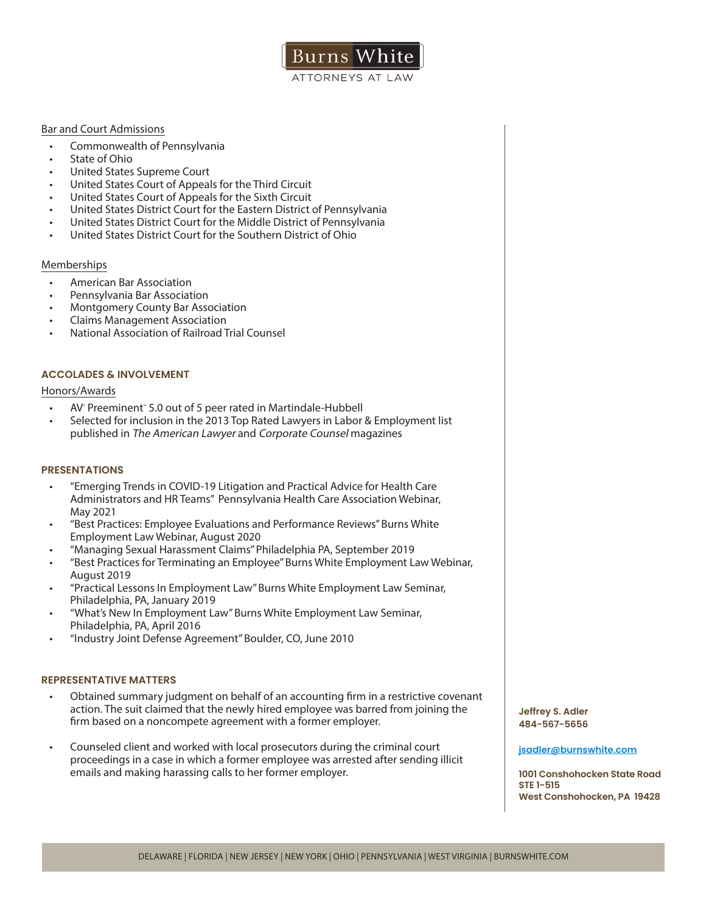Bar and Court Admissions

- Commonwealth of Pennsylvania
- State of Ohio
- United States Supreme Court
- United States Court of Appeals for the Third Circuit
- United States Court of Appeals for the Sixth Circuit
- United States District Court for the Eastern District of Pennsylvania
- United States District Court for the Middle District of Pennsylvania
- United States District Court for the Southern District of Ohio

Memberships

- American Bar Association
- Pennsylvania Bar Association
- Montgomery County Bar Association
- Claims Management Association
- National Association of Railroad Trial Counsel

## ACCOLADES & INVOLVEMENT

Honors/Awards

- AV® Preeminent™ 5.0 out of 5 peer rated in Martindale-Hubbell
- Selected for inclusion in the 2013 Top Rated Lawyers in Labor & Employment list published in *The American Lawyer* and *Corporate Counsel* magazines

## PRESENTATIONS

- "Emerging Trends in COVID-19 Litigation and Practical Advice for Health Care Administrators and HR Teams" Pennsylvania Health Care Association Webinar, May 2021
- "Best Practices: Employee Evaluations and Performance Reviews" Burns White Employment Law Webinar, August 2020
- "Managing Sexual Harassment Claims" Philadelphia PA, September 2019
- "Best Practices for Terminating an Employee" Burns White Employment Law Webinar, August 2019
- "Practical Lessons In Employment Law" Burns White Employment Law Seminar, Philadelphia, PA, January 2019
- "What's New In Employment Law" Burns White Employment Law Seminar, Philadelphia, PA, April 2016
- "Industry Joint Defense Agreement" Boulder, CO, June 2010

## REPRESENTATIVE MATTERS

- Obtained summary judgment on behalf of an accounting firm in a restrictive covenant action. The suit claimed that the newly hired employee was barred from joining the firm based on a noncompete agreement with a former employer.
- Counseled client and worked with local prosecutors during the criminal court proceedings in a case in which a former employee was arrested after sending illicit emails and making harassing calls to her former employer.

**Jeffrey S. Adler**
**484-567-5656**

**jsadler@burnswhite.com**

**1001 Conshohocken State Road**
**STE 1-515**
**West Conshohocken, PA 19428**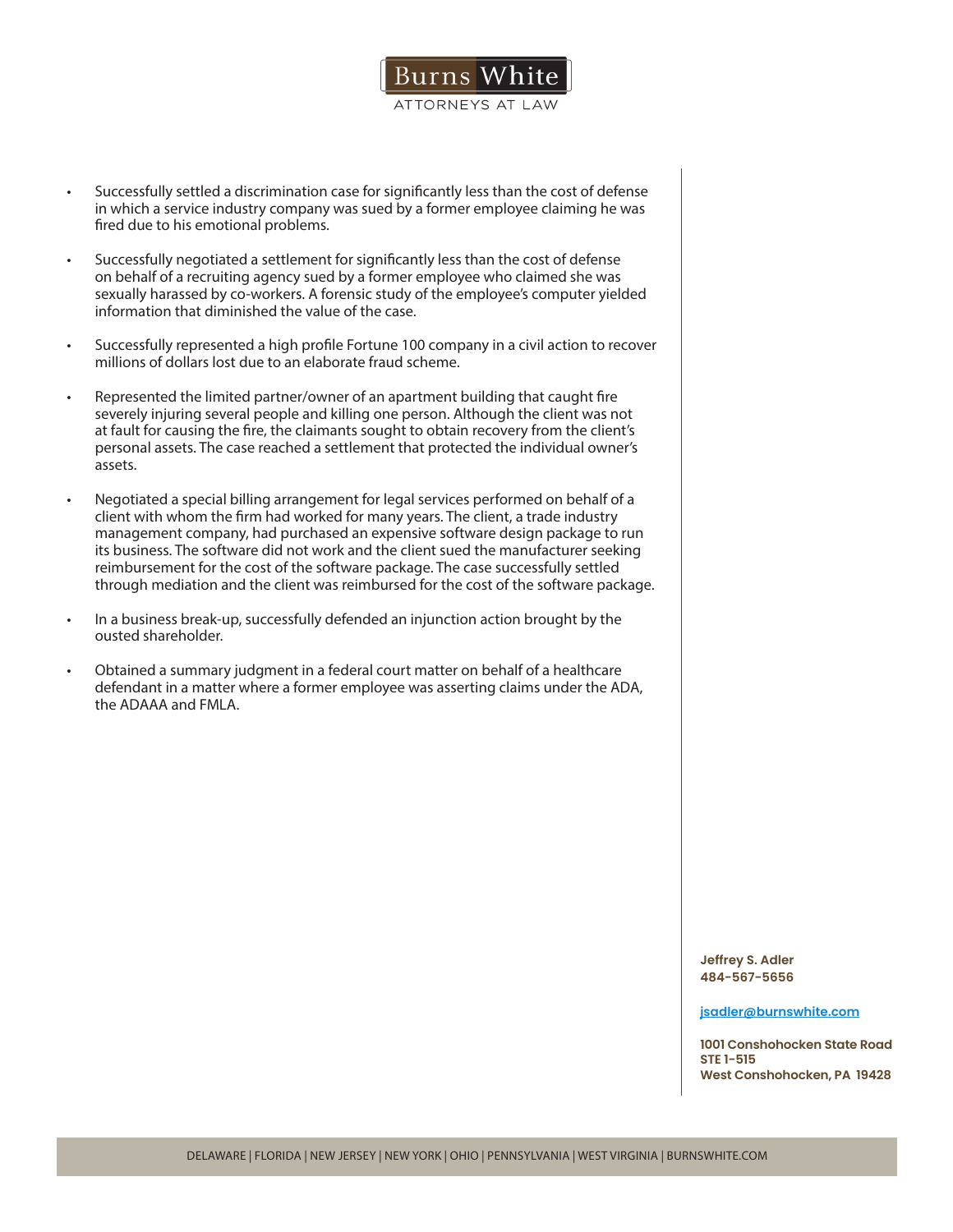- Successfully settled a discrimination case for significantly less than the cost of defense in which a service industry company was sued by a former employee claiming he was fired due to his emotional problems.

- Successfully negotiated a settlement for significantly less than the cost of defense on behalf of a recruiting agency sued by a former employee who claimed she was sexually harassed by co-workers. A forensic study of the employee's computer yielded information that diminished the value of the case.

- Successfully represented a high profile Fortune 100 company in a civil action to recover millions of dollars lost due to an elaborate fraud scheme.

- Represented the limited partner/owner of an apartment building that caught fire severely injuring several people and killing one person. Although the client was not at fault for causing the fire, the claimants sought to obtain recovery from the client's personal assets. The case reached a settlement that protected the individual owner's assets.

- Negotiated a special billing arrangement for legal services performed on behalf of a client with whom the firm had worked for many years. The client, a trade industry management company, had purchased an expensive software design package to run its business. The software did not work and the client sued the manufacturer seeking reimbursement for the cost of the software package. The case successfully settled through mediation and the client was reimbursed for the cost of the software package.

- In a business break-up, successfully defended an injunction action brought by the ousted shareholder.

- Obtained a summary judgment in a federal court matter on behalf of a healthcare defendant in a matter where a former employee was asserting claims under the ADA, the ADAAA and FMLA.

**Jeffrey S. Adler**
**484-567-5656**

**jsadler@burnswhite.com**

**1001 Conshohocken State Road**
**STE 1-515**
**West Conshohocken, PA 19428**